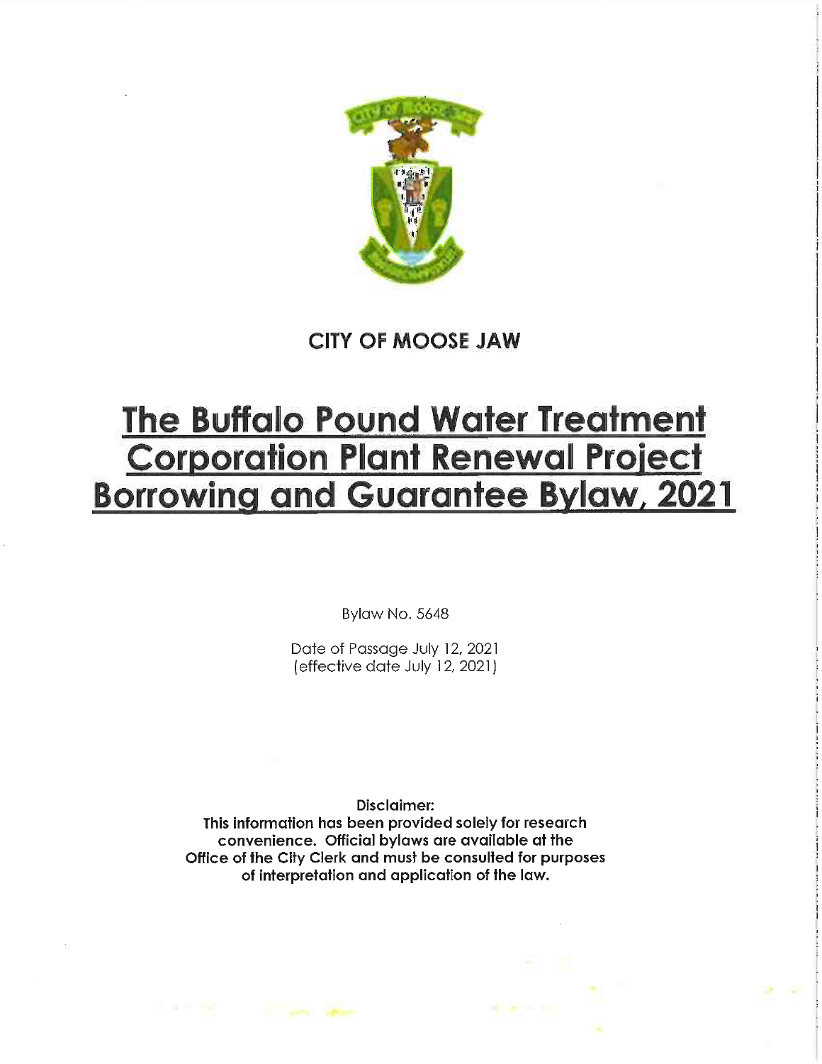# CITY OF MOOSE JAW

# The Buffalo Pound Water Treatment Corporation Plant Renewal Project Borrowing and Guarantee Bylaw, 2021

Bylaw No. 5648

Date of Passage July 12, 2021
(effective date July 12, 2021)

**Disclaimer:**
**This information has been provided solely for research convenience. Official bylaws are available at the Office of the City Clerk and must be consulted for purposes of interpretation and application of the law.**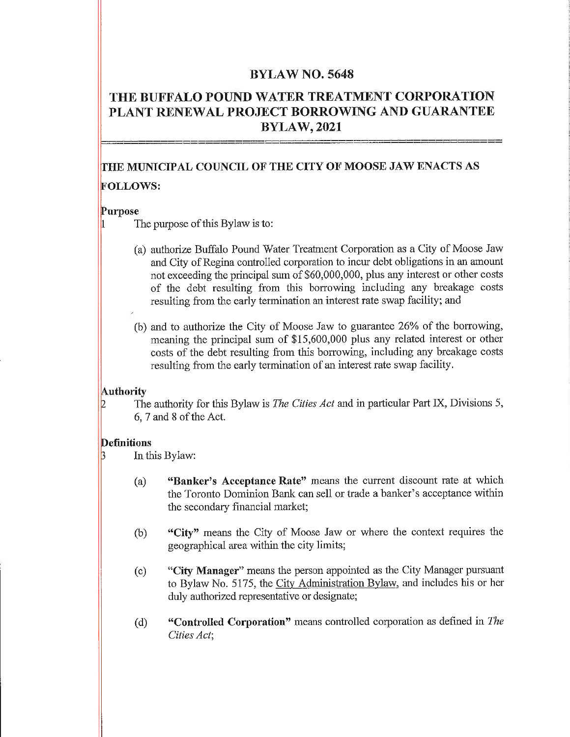# BYLAW NO. 5648

# THE BUFFALO POUND WATER TREATMENT CORPORATION PLANT RENEWAL PROJECT BORROWING AND GUARANTEE BYLAW, 2021

---

**THE MUNICIPAL COUNCIL OF THE CITY OF MOOSE JAW ENACTS AS FOLLOWS:**

**Purpose**

1 The purpose of this Bylaw is to:

(a) authorize Buffalo Pound Water Treatment Corporation as a City of Moose Jaw and City of Regina controlled corporation to incur debt obligations in an amount not exceeding the principal sum of $60,000,000, plus any interest or other costs of the debt resulting from this borrowing including any breakage costs resulting from the early termination an interest rate swap facility; and

(b) and to authorize the City of Moose Jaw to guarantee 26% of the borrowing, meaning the principal sum of $15,600,000 plus any related interest or other costs of the debt resulting from this borrowing, including any breakage costs resulting from the early termination of an interest rate swap facility.

**Authority**

2 The authority for this Bylaw is *The Cities Act* and in particular Part IX, Divisions 5, 6, 7 and 8 of the Act.

**Definitions**

3 In this Bylaw:

(a) **"Banker's Acceptance Rate"** means the current discount rate at which the Toronto Dominion Bank can sell or trade a banker's acceptance within the secondary financial market;

(b) **"City"** means the City of Moose Jaw or where the context requires the geographical area within the city limits;

(c) **"City Manager"** means the person appointed as the City Manager pursuant to Bylaw No. 5175, the City Administration Bylaw, and includes his or her duly authorized representative or designate;

(d) **"Controlled Corporation"** means controlled corporation as defined in *The Cities Act*;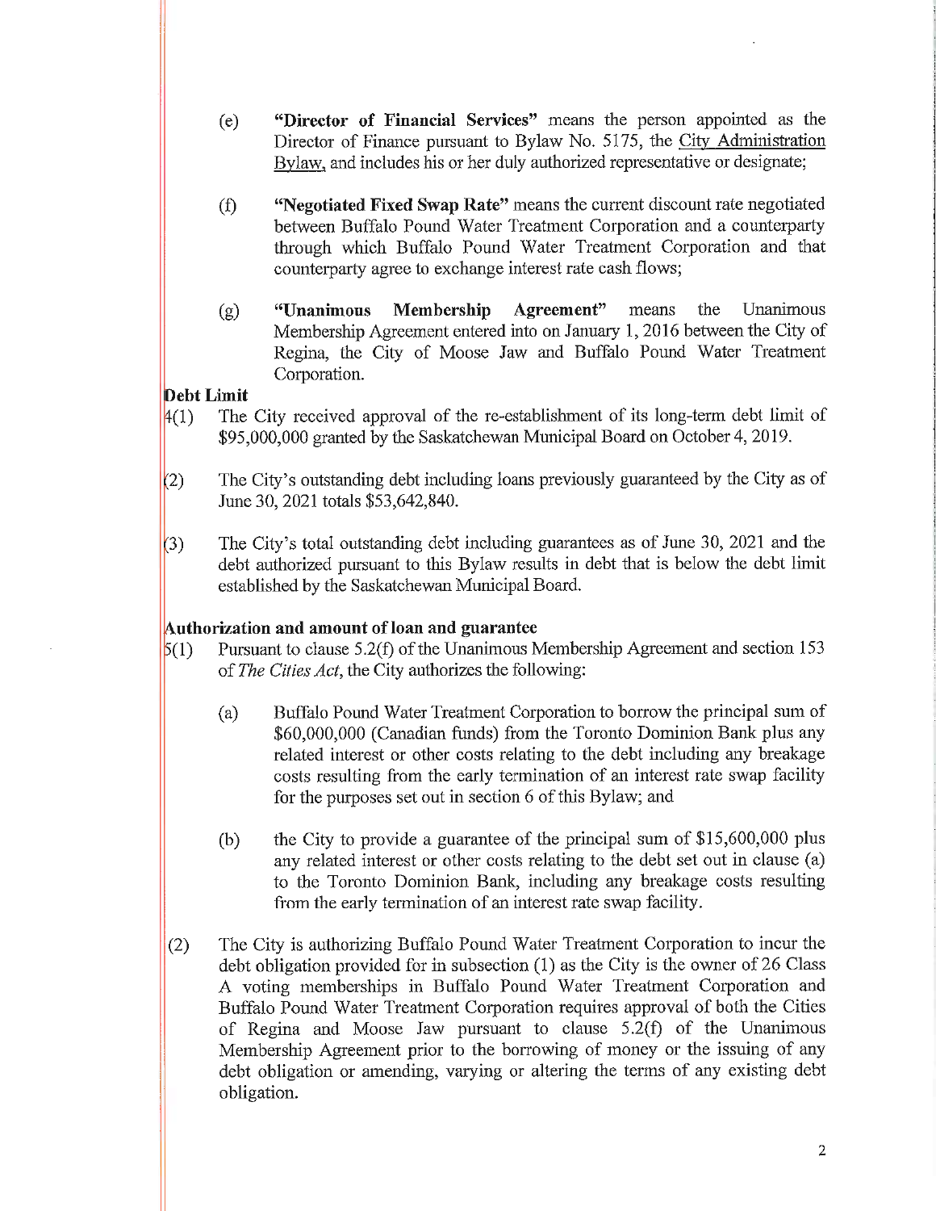(e) **"Director of Financial Services"** means the person appointed as the Director of Finance pursuant to Bylaw No. 5175, the City Administration Bylaw, and includes his or her duly authorized representative or designate;

(f) **"Negotiated Fixed Swap Rate"** means the current discount rate negotiated between Buffalo Pound Water Treatment Corporation and a counterparty through which Buffalo Pound Water Treatment Corporation and that counterparty agree to exchange interest rate cash flows;

(g) **"Unanimous Membership Agreement"** means the Unanimous Membership Agreement entered into on January 1, 2016 between the City of Regina, the City of Moose Jaw and Buffalo Pound Water Treatment Corporation.

**Debt Limit**

4(1) The City received approval of the re-establishment of its long-term debt limit of $95,000,000 granted by the Saskatchewan Municipal Board on October 4, 2019.

(2) The City's outstanding debt including loans previously guaranteed by the City as of June 30, 2021 totals $53,642,840.

(3) The City's total outstanding debt including guarantees as of June 30, 2021 and the debt authorized pursuant to this Bylaw results in debt that is below the debt limit established by the Saskatchewan Municipal Board.

**Authorization and amount of loan and guarantee**

5(1) Pursuant to clause 5.2(f) of the Unanimous Membership Agreement and section 153 of *The Cities Act*, the City authorizes the following:

(a) Buffalo Pound Water Treatment Corporation to borrow the principal sum of $60,000,000 (Canadian funds) from the Toronto Dominion Bank plus any related interest or other costs relating to the debt including any breakage costs resulting from the early termination of an interest rate swap facility for the purposes set out in section 6 of this Bylaw; and

(b) the City to provide a guarantee of the principal sum of $15,600,000 plus any related interest or other costs relating to the debt set out in clause (a) to the Toronto Dominion Bank, including any breakage costs resulting from the early termination of an interest rate swap facility.

(2) The City is authorizing Buffalo Pound Water Treatment Corporation to incur the debt obligation provided for in subsection (1) as the City is the owner of 26 Class A voting memberships in Buffalo Pound Water Treatment Corporation and Buffalo Pound Water Treatment Corporation requires approval of both the Cities of Regina and Moose Jaw pursuant to clause 5.2(f) of the Unanimous Membership Agreement prior to the borrowing of money or the issuing of any debt obligation or amending, varying or altering the terms of any existing debt obligation.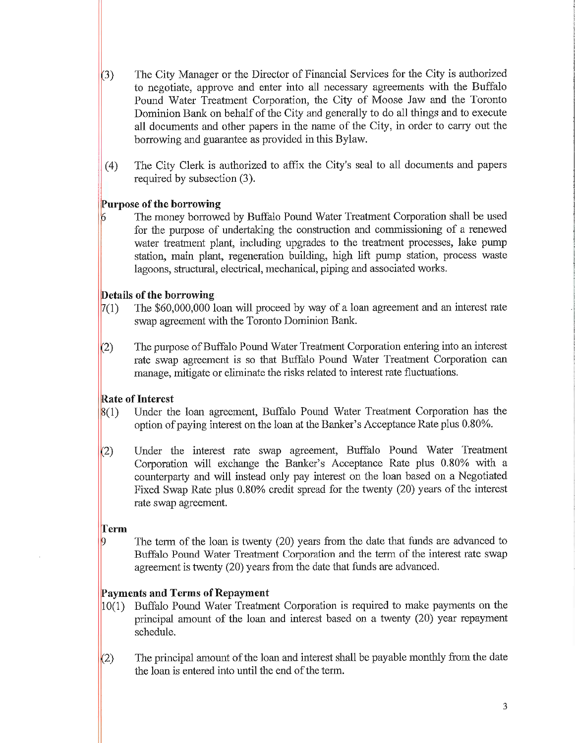(3) The City Manager or the Director of Financial Services for the City is authorized to negotiate, approve and enter into all necessary agreements with the Buffalo Pound Water Treatment Corporation, the City of Moose Jaw and the Toronto Dominion Bank on behalf of the City and generally to do all things and to execute all documents and other papers in the name of the City, in order to carry out the borrowing and guarantee as provided in this Bylaw.

(4) The City Clerk is authorized to affix the City's seal to all documents and papers required by subsection (3).

**Purpose of the borrowing**

6 The money borrowed by Buffalo Pound Water Treatment Corporation shall be used for the purpose of undertaking the construction and commissioning of a renewed water treatment plant, including upgrades to the treatment processes, lake pump station, main plant, regeneration building, high lift pump station, process waste lagoons, structural, electrical, mechanical, piping and associated works.

**Details of the borrowing**

7(1) The $60,000,000 loan will proceed by way of a loan agreement and an interest rate swap agreement with the Toronto Dominion Bank.

(2) The purpose of Buffalo Pound Water Treatment Corporation entering into an interest rate swap agreement is so that Buffalo Pound Water Treatment Corporation can manage, mitigate or eliminate the risks related to interest rate fluctuations.

**Rate of Interest**

8(1) Under the loan agreement, Buffalo Pound Water Treatment Corporation has the option of paying interest on the loan at the Banker's Acceptance Rate plus 0.80%.

(2) Under the interest rate swap agreement, Buffalo Pound Water Treatment Corporation will exchange the Banker's Acceptance Rate plus 0.80% with a counterparty and will instead only pay interest on the loan based on a Negotiated Fixed Swap Rate plus 0.80% credit spread for the twenty (20) years of the interest rate swap agreement.

**Term**

9 The term of the loan is twenty (20) years from the date that funds are advanced to Buffalo Pound Water Treatment Corporation and the term of the interest rate swap agreement is twenty (20) years from the date that funds are advanced.

**Payments and Terms of Repayment**

10(1) Buffalo Pound Water Treatment Corporation is required to make payments on the principal amount of the loan and interest based on a twenty (20) year repayment schedule.

(2) The principal amount of the loan and interest shall be payable monthly from the date the loan is entered into until the end of the term.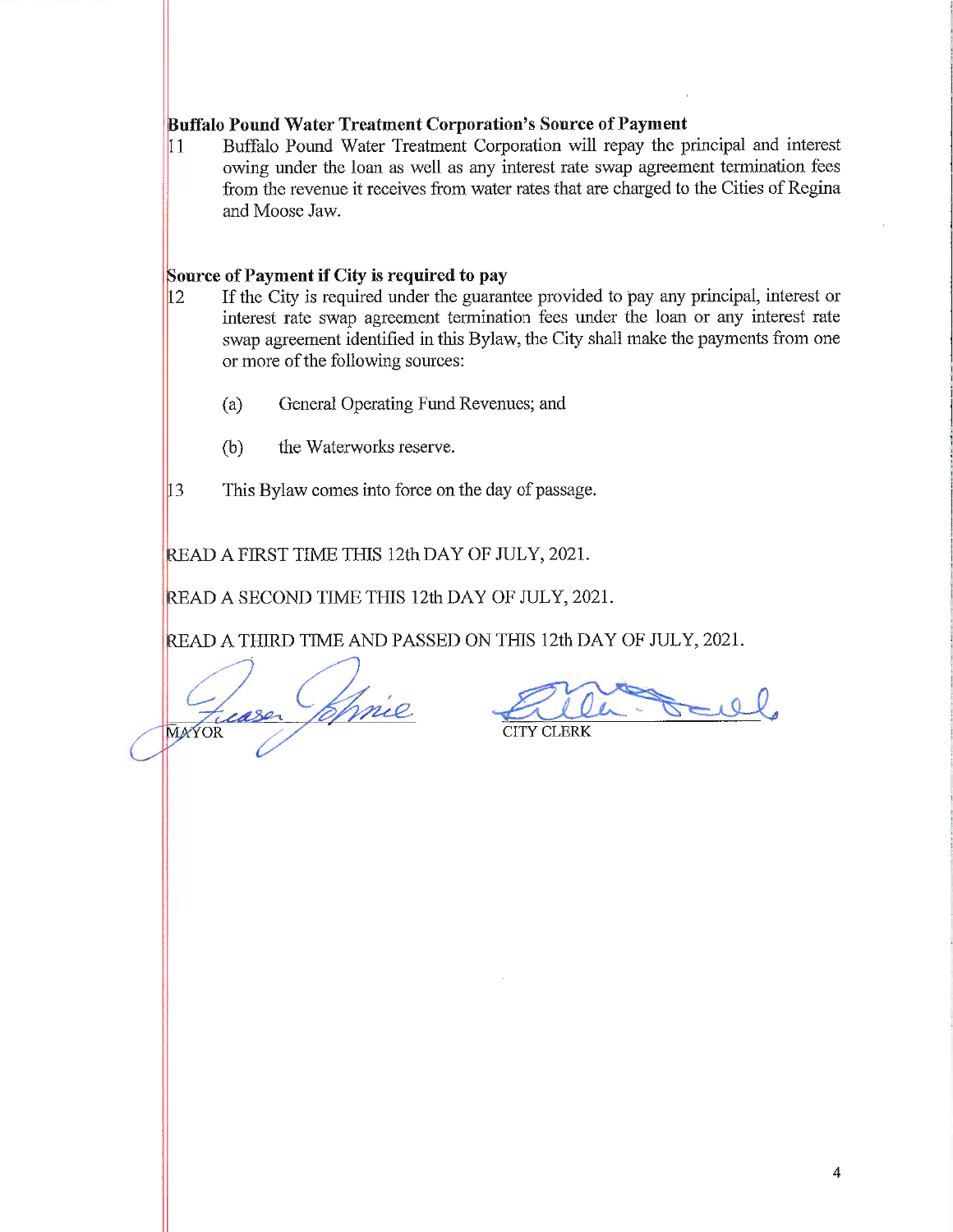### Buffalo Pound Water Treatment Corporation's Source of Payment

11 Buffalo Pound Water Treatment Corporation will repay the principal and interest owing under the loan as well as any interest rate swap agreement termination fees from the revenue it receives from water rates that are charged to the Cities of Regina and Moose Jaw.

### Source of Payment if City is required to pay

12 If the City is required under the guarantee provided to pay any principal, interest or interest rate swap agreement termination fees under the loan or any interest rate swap agreement identified in this Bylaw, the City shall make the payments from one or more of the following sources:

(a) General Operating Fund Revenues; and

(b) the Waterworks reserve.

13 This Bylaw comes into force on the day of passage.

READ A FIRST TIME THIS 12th DAY OF JULY, 2021.

READ A SECOND TIME THIS 12th DAY OF JULY, 2021.

READ A THIRD TIME AND PASSED ON THIS 12th DAY OF JULY, 2021.

MAYOR

CITY CLERK